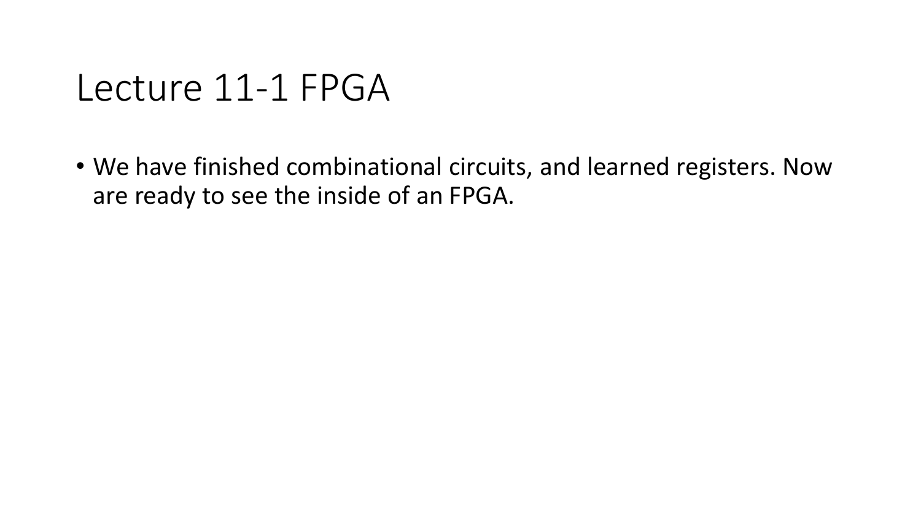# Lecture 11-1 FPGA

- We have finished combinational circuits, and learned registers. Now are ready to see the inside of an FPGA.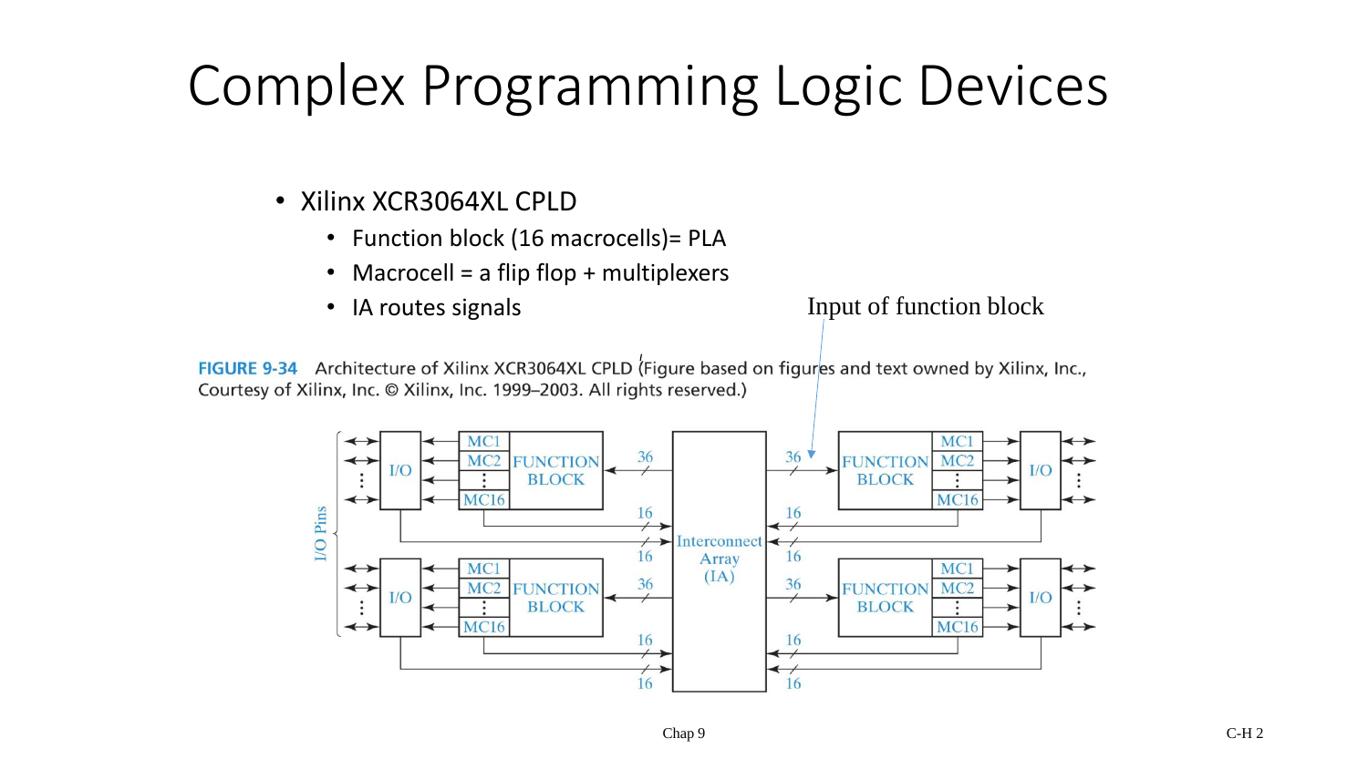# Complex Programming Logic Devices

- Xilinx XCR3064XL CPLD
  - Function block (16 macrocells)= PLA
  - Macrocell = a flip flop + multiplexers
  - IA routes signals

Input of function block

**FIGURE 9-34** Architecture of Xilinx XCR3064XL CPLD (Figure based on figures and text owned by Xilinx, Inc., Courtesy of Xilinx, Inc. © Xilinx, Inc. 1999–2003. All rights reserved.)

Chap 9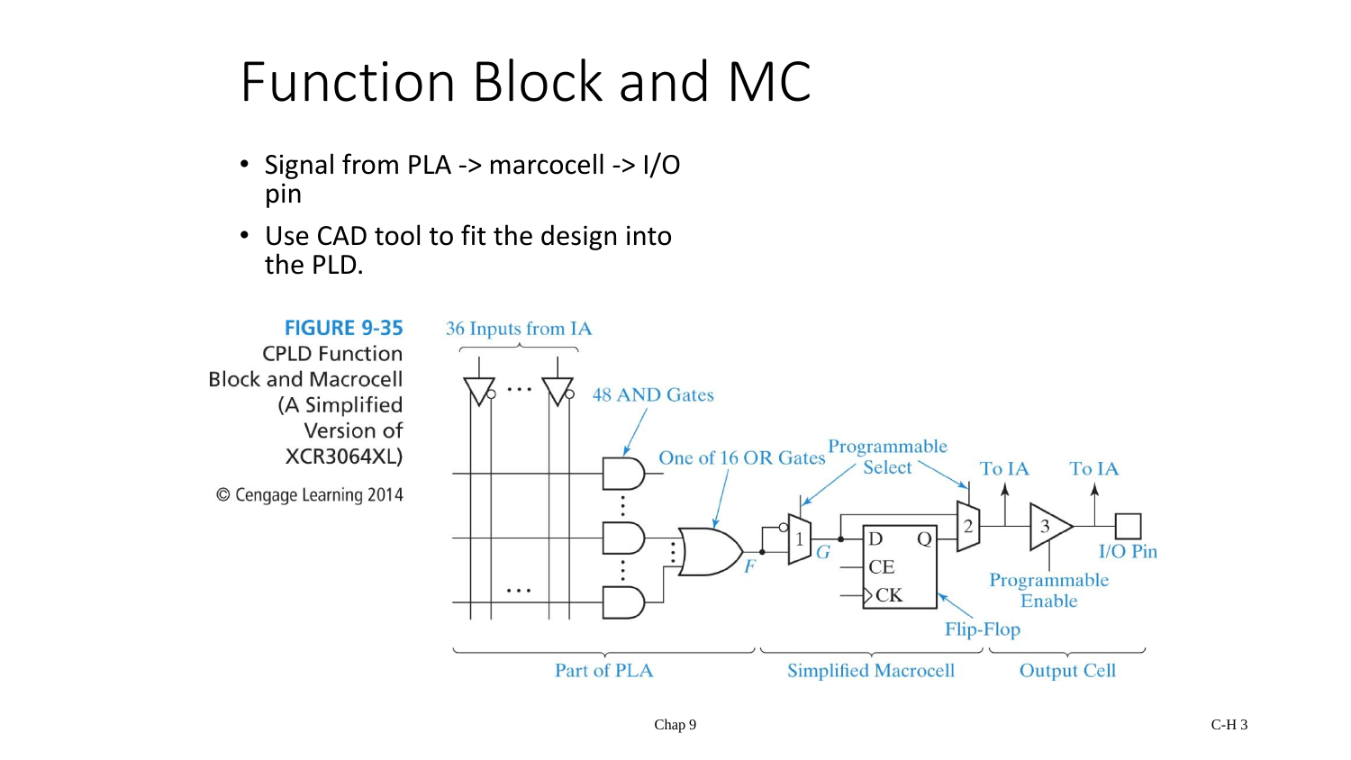# Function Block and MC

- Signal from PLA -> marcocell -> I/O pin
- Use CAD tool to fit the design into the PLD.

**FIGURE 9-35** CPLD Function Block and Macrocell (A Simplified Version of XCR3064XL)

© Cengage Learning 2014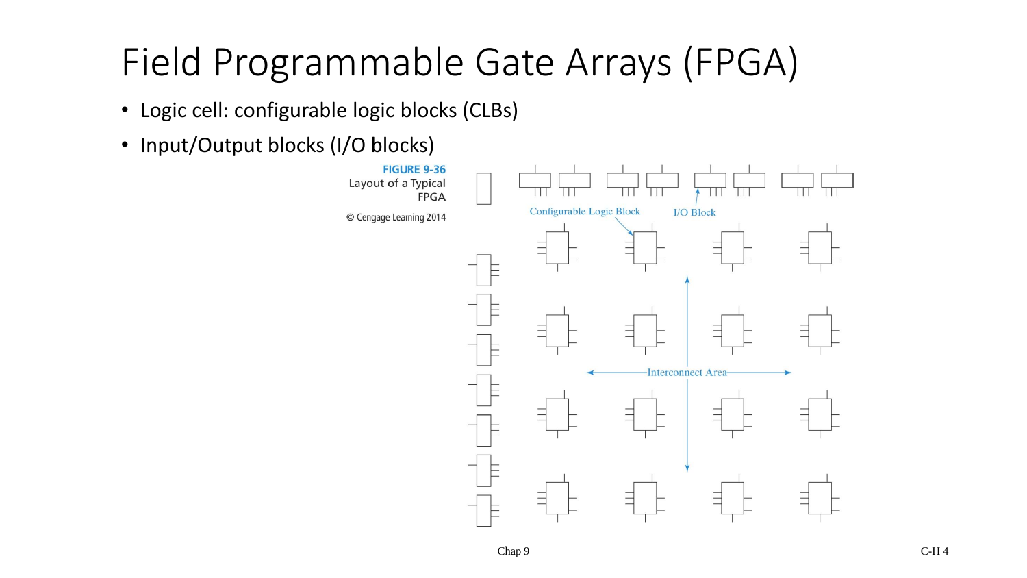# Field Programmable Gate Arrays (FPGA)

- Logic cell: configurable logic blocks (CLBs)
- Input/Output blocks (I/O blocks)

**FIGURE 9-36**
Layout of a Typical FPGA

© Cengage Learning 2014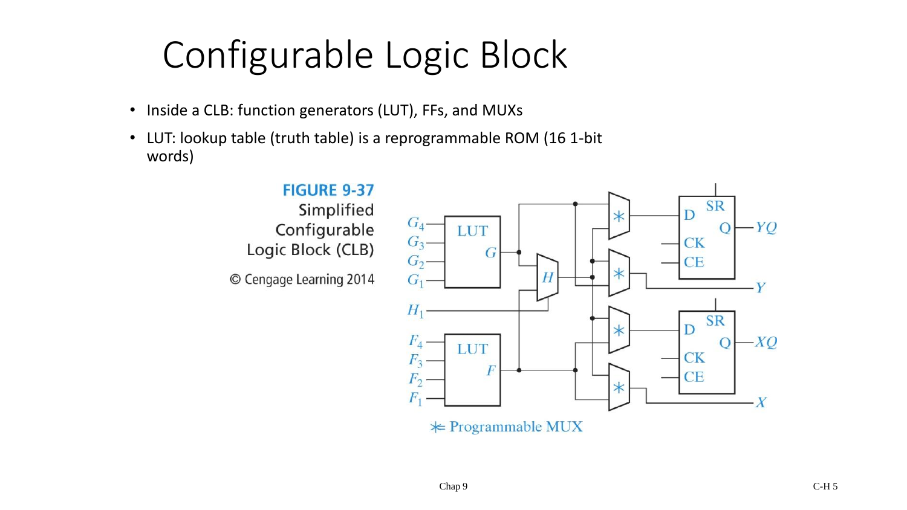# Configurable Logic Block

- Inside a CLB: function generators (LUT), FFs, and MUXs
- LUT: lookup table (truth table) is a reprogrammable ROM (16 1-bit words)

**FIGURE 9-37** Simplified Configurable Logic Block (CLB)

© Cengage Learning 2014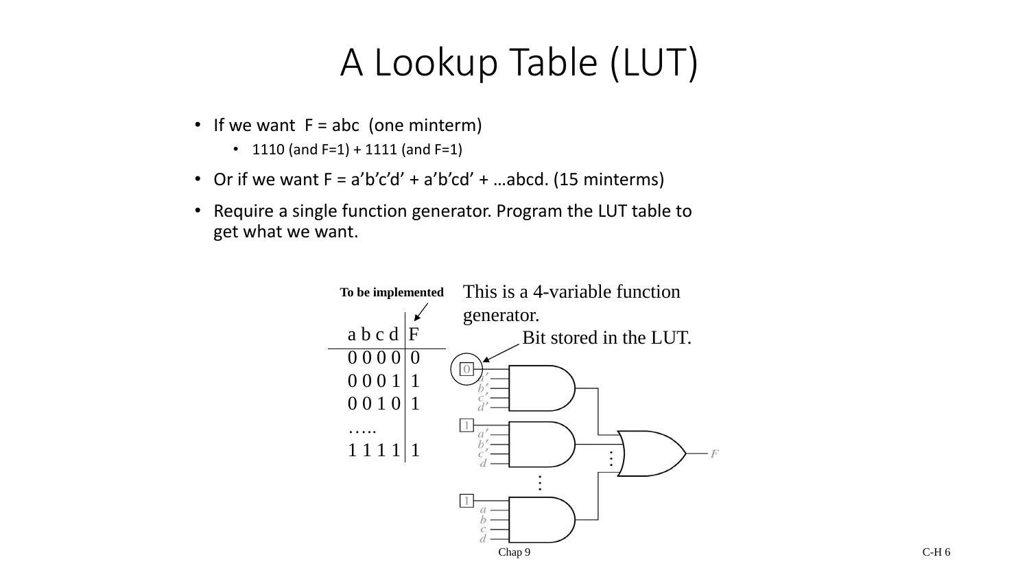# A Lookup Table (LUT)

- If we want F = abc (one minterm)
  - 1110 (and F=1) + 1111 (and F=1)
- Or if we want F = a’b’c’d’ + a’b’cd’ + …abcd. (15 minterms)
- Require a single function generator. Program the LUT table to get what we want.

**To be implemented**

| a b c d | F |
|---|---|
| 0 0 0 0 | 0 |
| 0 0 0 1 | 1 |
| 0 0 1 0 | 1 |
| ….. | |
| 1 1 1 1 | 1 |

This is a 4-variable function generator.

Bit stored in the LUT.

0 — a′ b′ c′ d′

1 — a′ b′ c′ d

1 — a b c d

F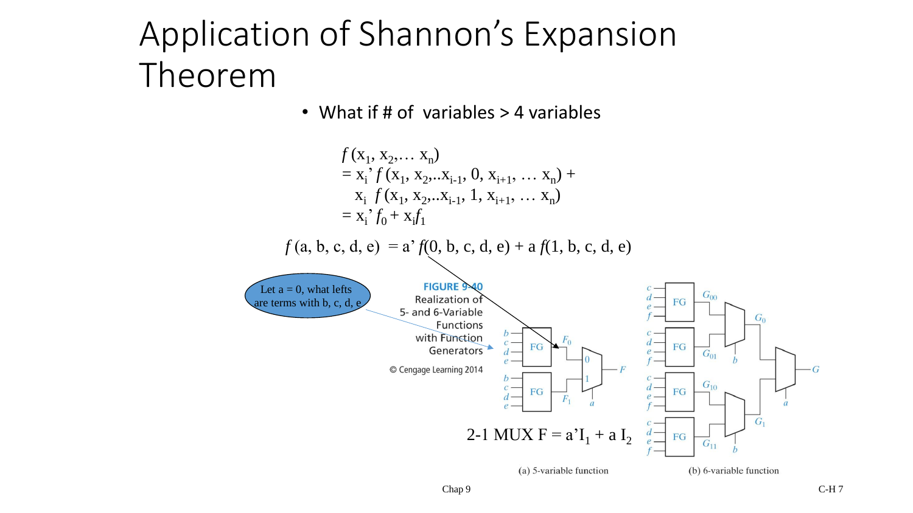# Application of Shannon's Expansion Theorem

- What if # of variables > 4 variables

$$
\begin{aligned}
&f(x_1, x_2, \ldots x_n) \\
&= x_i' f(x_1, x_2, ..x_{i-1}, 0, x_{i+1}, \ldots x_n) + \\
&\quad x_i\ f(x_1, x_2, ..x_{i-1}, 1, x_{i+1}, \ldots x_n) \\
&= x_i' f_0 + x_i f_1
\end{aligned}
$$

$$f(a, b, c, d, e) = a' f(0, b, c, d, e) + a\, f(1, b, c, d, e)$$

Let a = 0, what lefts are terms with b, c, d, e

**FIGURE 9-40** Realization of 5- and 6-Variable Functions with Function Generators

© Cengage Learning 2014

2-1 MUX $F = a' I_1 + a\, I_2$

(a) 5-variable function

(b) 6-variable function

Chap 9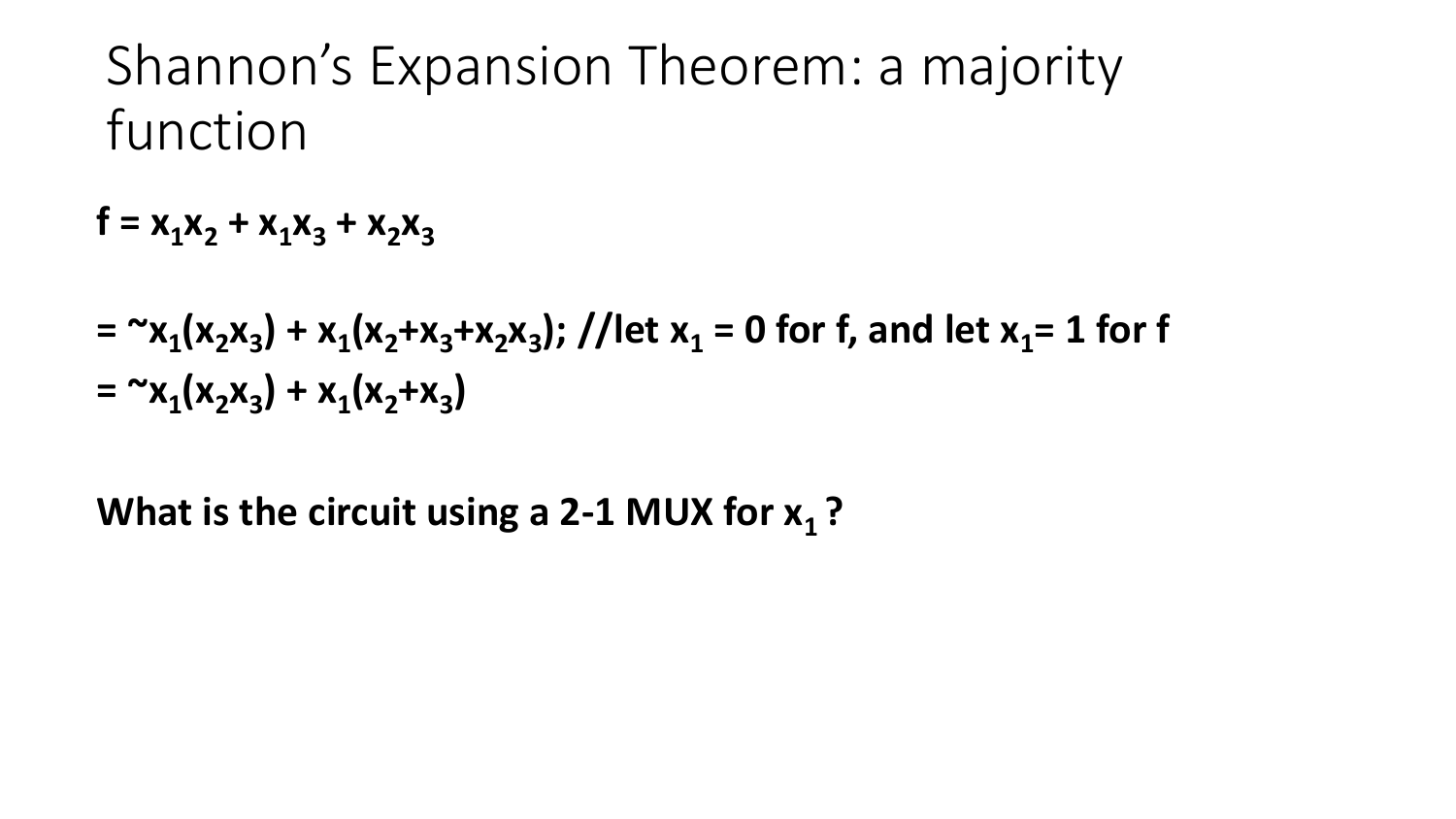# Shannon's Expansion Theorem: a majority function

**$f = x_1x_2 + x_1x_3 + x_2x_3$**

**$= \sim x_1(x_2x_3) + x_1(x_2+x_3+x_2x_3)$; //let $x_1 = 0$ for f, and let $x_1= 1$ for f**
**$= \sim x_1(x_2x_3) + x_1(x_2+x_3)$**

**What is the circuit using a 2-1 MUX for $x_1$ ?**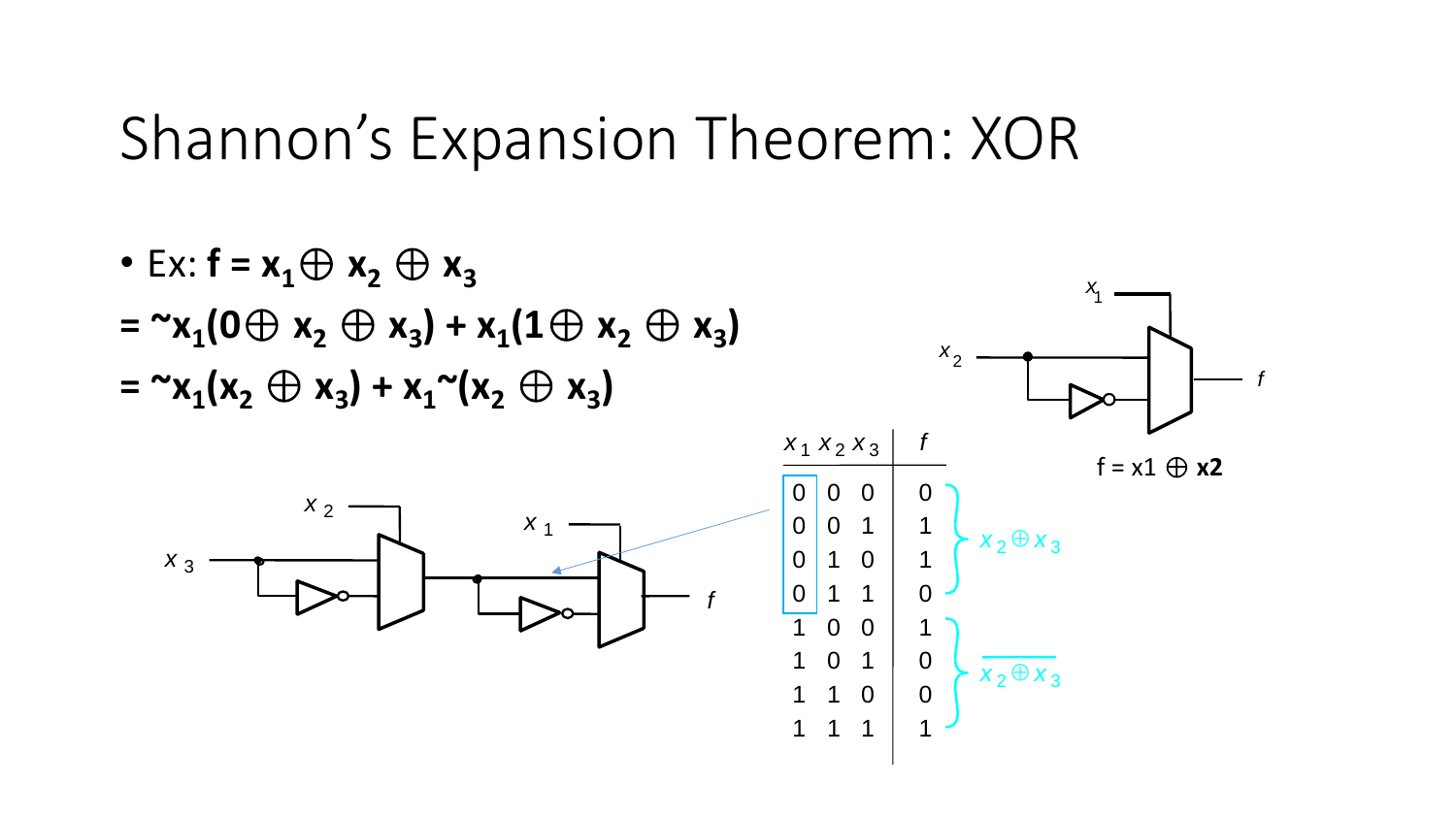# Shannon's Expansion Theorem: XOR

- Ex: $\mathbf{f = x_1 \oplus x_2 \oplus x_3}$

$\mathbf{= \sim x_1(0 \oplus x_2 \oplus x_3) + x_1(1 \oplus x_2 \oplus x_3)}$

$\mathbf{= \sim x_1(x_2 \oplus x_3) + x_1 \sim(x_2 \oplus x_3)}$

| $x_1$ | $x_2$ | $x_3$ | $f$ | |
|---|---|---|---|---|
| 0 | 0 | 0 | 0 | $x_2 \oplus x_3$ |
| 0 | 0 | 1 | 1 | |
| 0 | 1 | 0 | 1 | |
| 0 | 1 | 1 | 0 | |
| 1 | 0 | 0 | 1 | $\overline{x_2 \oplus x_3}$ |
| 1 | 0 | 1 | 0 | |
| 1 | 1 | 0 | 0 | |
| 1 | 1 | 1 | 1 | |

$f = x1 \oplus \mathbf{x2}$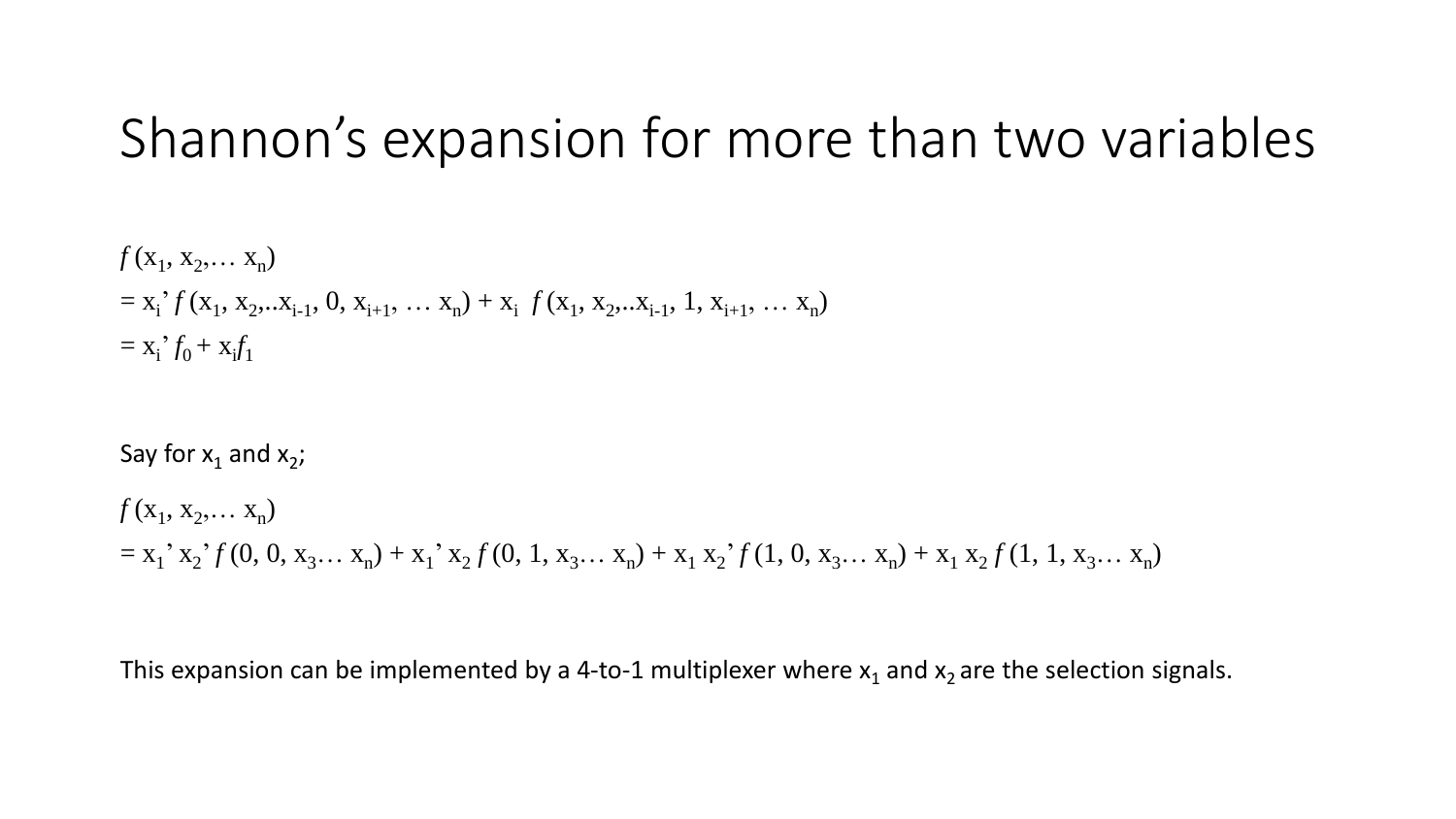# Shannon's expansion for more than two variables

$f(x_1, x_2, \ldots x_n)$

$= x_i' f(x_1, x_2, .. x_{i-1}, 0, x_{i+1}, \ldots x_n) + x_i \; f(x_1, x_2, .. x_{i-1}, 1, x_{i+1}, \ldots x_n)$

$= x_i' f_0 + x_i f_1$

Say for $x_1$ and $x_2$;

$f(x_1, x_2, \ldots x_n)$

$= x_1' x_2' f(0, 0, x_3 \ldots x_n) + x_1' x_2 f(0, 1, x_3 \ldots x_n) + x_1 x_2' f(1, 0, x_3 \ldots x_n) + x_1 x_2 f(1, 1, x_3 \ldots x_n)$

This expansion can be implemented by a 4-to-1 multiplexer where $x_1$ and $x_2$ are the selection signals.